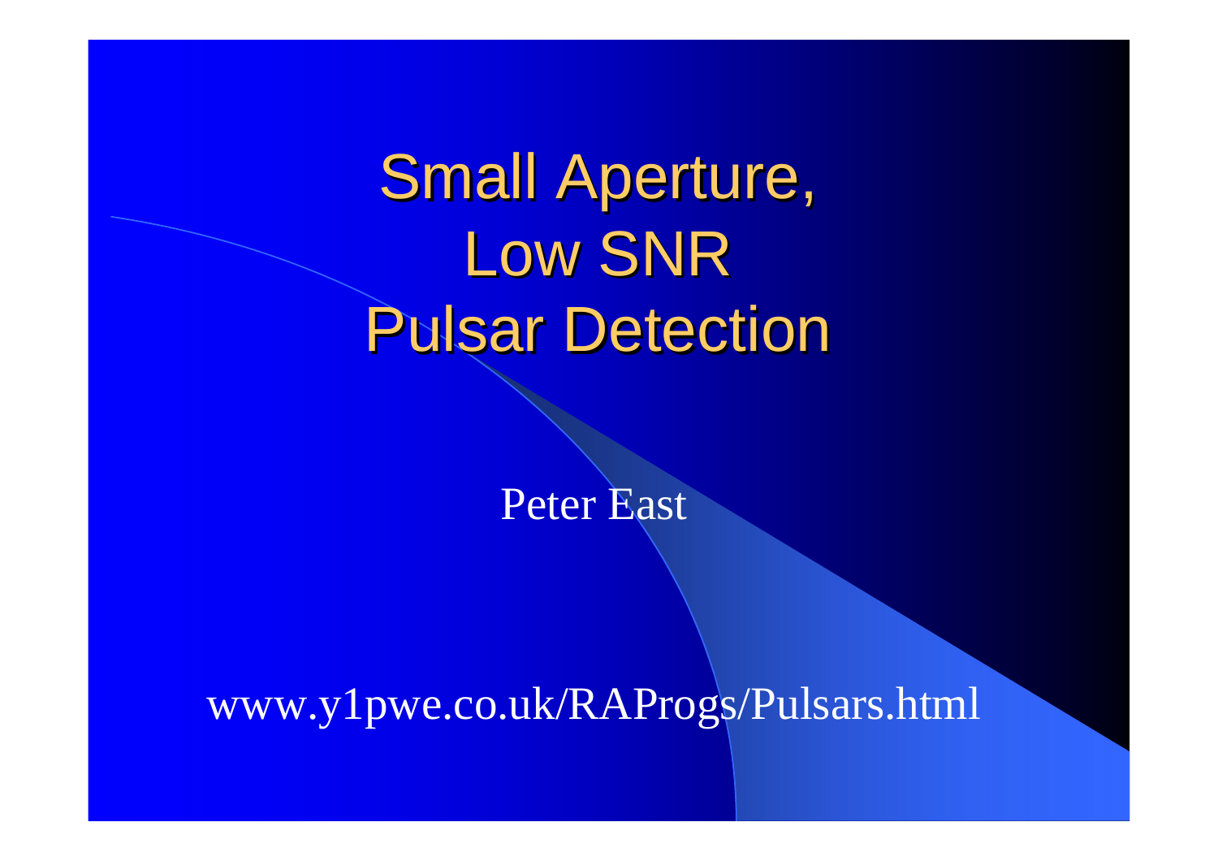# Small Aperture, Low SNR Pulsar Detection

Peter East

www.y1pwe.co.uk/RAProgs/Pulsars.html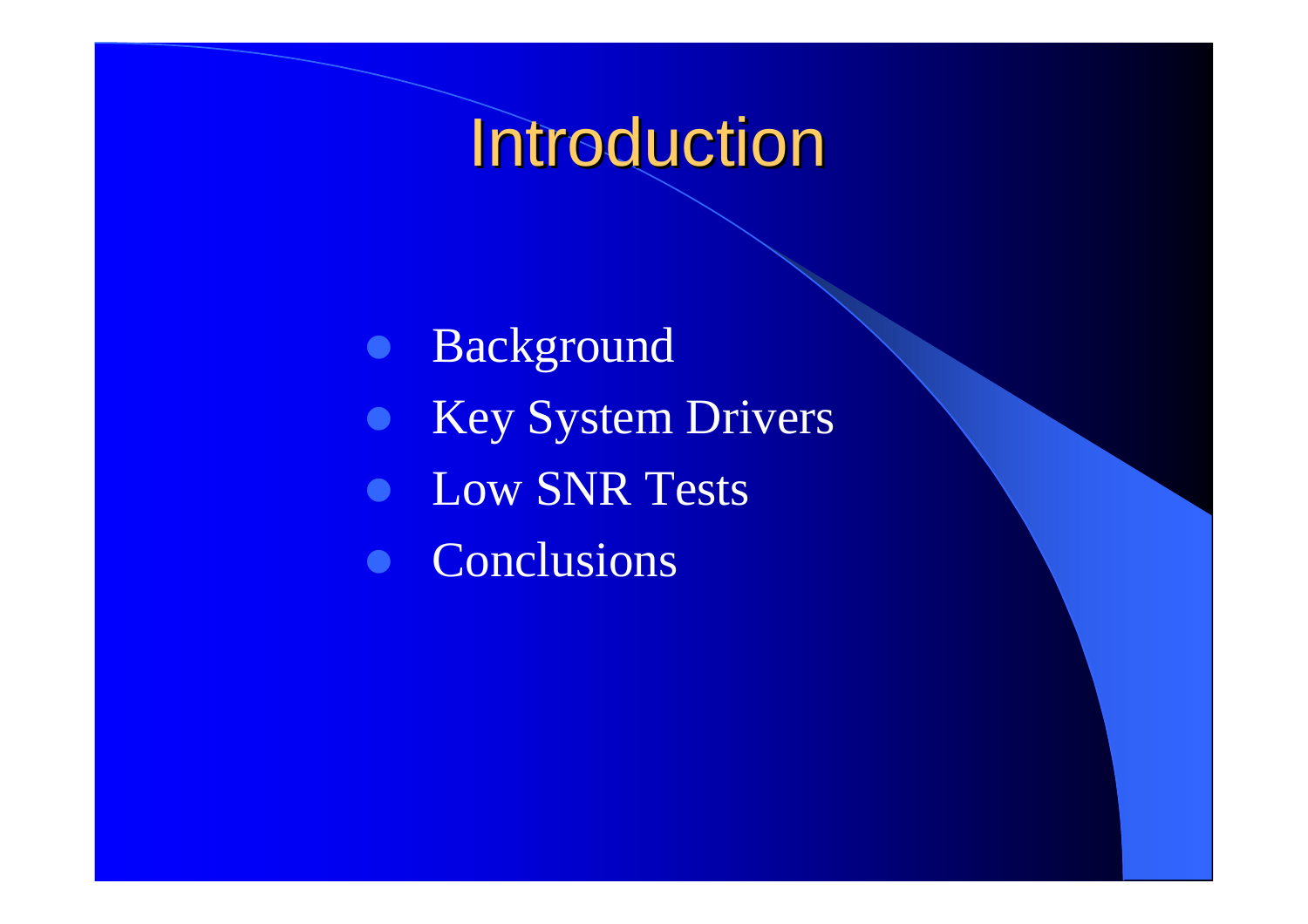# Introduction

- Background
- Key System Drivers
- Low SNR Tests
- Conclusions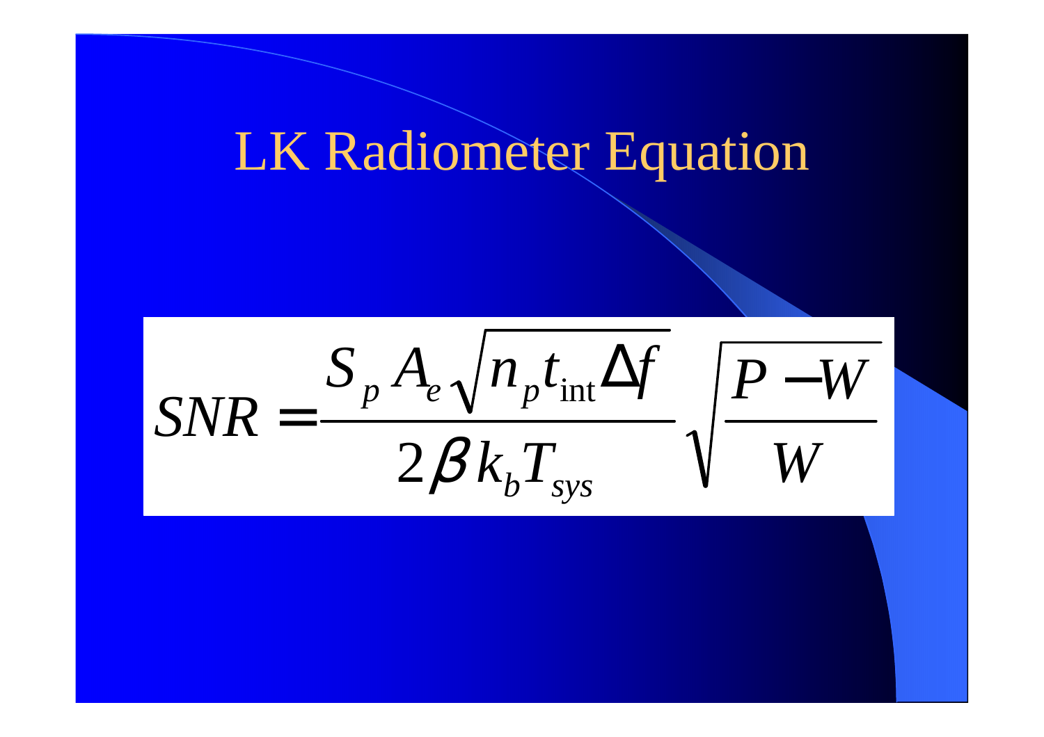# LK Radiometer Equation

$$SNR = \frac{S_p A_e \sqrt{n_p t_{\text{int}} \Delta f}}{2\beta k_b T_{sys}} \sqrt{\frac{P - W}{W}}$$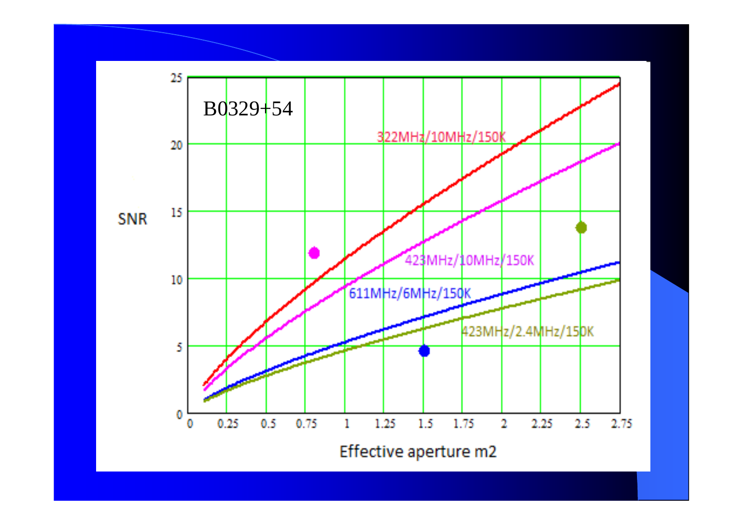B0329+54

SNR

322MHz/10MHz/150K

423MHz/10MHz/150K

611MHz/6MHz/150K

423MHz/2.4MHz/150K

Effective aperture m2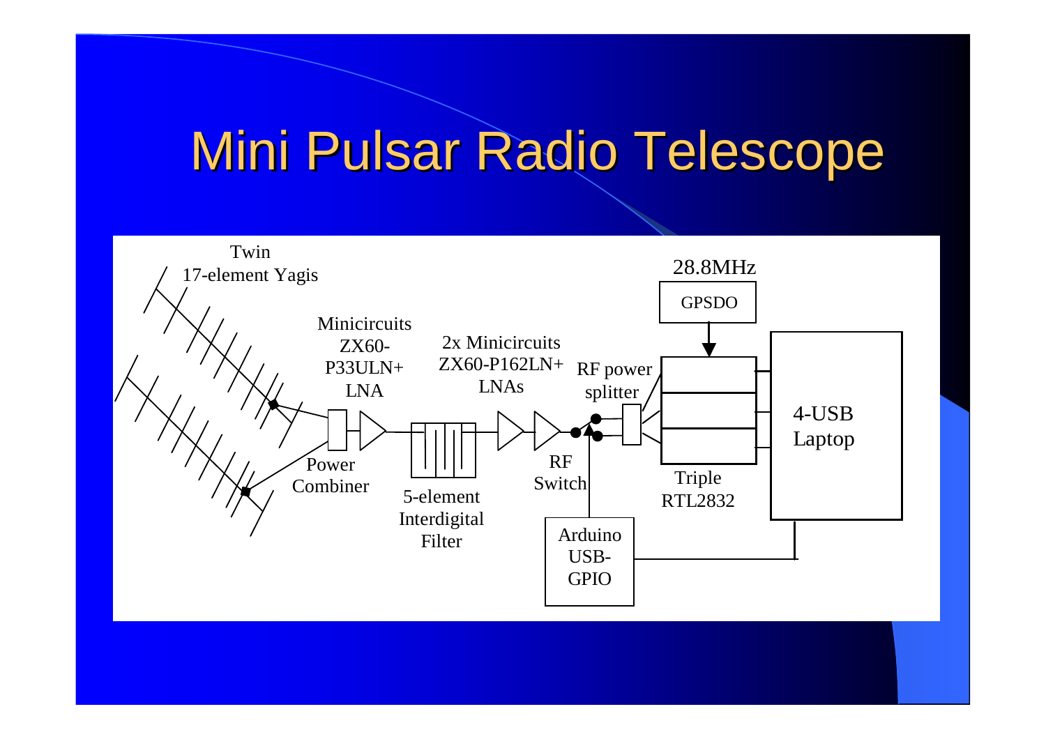# Mini Pulsar Radio Telescope

Twin 17-element Yagis

Minicircuits ZX60-P33ULN+ LNA

2x Minicircuits ZX60-P162LN+ LNAs

RF power splitter

28.8MHz

GPSDO

4-USB Laptop

Power Combiner

5-element Interdigital Filter

RF Switch

Triple RTL2832

Arduino USB-GPIO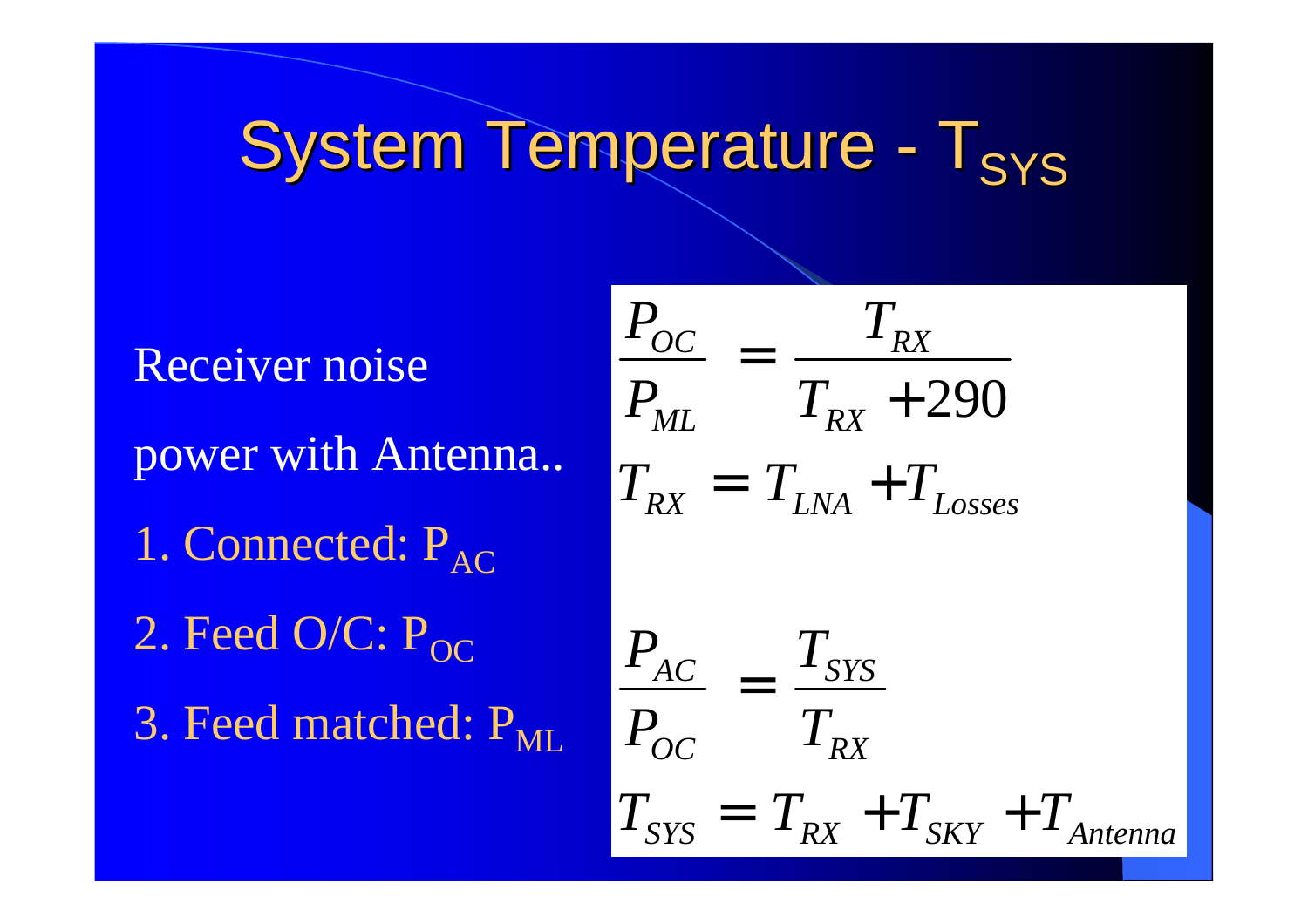# System Temperature - $T_{SYS}$

Receiver noise

power with Antenna..

1. Connected: $P_{AC}$
2. Feed O/C: $P_{OC}$
3. Feed matched: $P_{ML}$

$$\frac{P_{OC}}{P_{ML}} = \frac{T_{RX}}{T_{RX} + 290}$$

$$T_{RX} = T_{LNA} + T_{Losses}$$

$$\frac{P_{AC}}{P_{OC}} = \frac{T_{SYS}}{T_{RX}}$$

$$T_{SYS} = T_{RX} + T_{SKY} + T_{Antenna}$$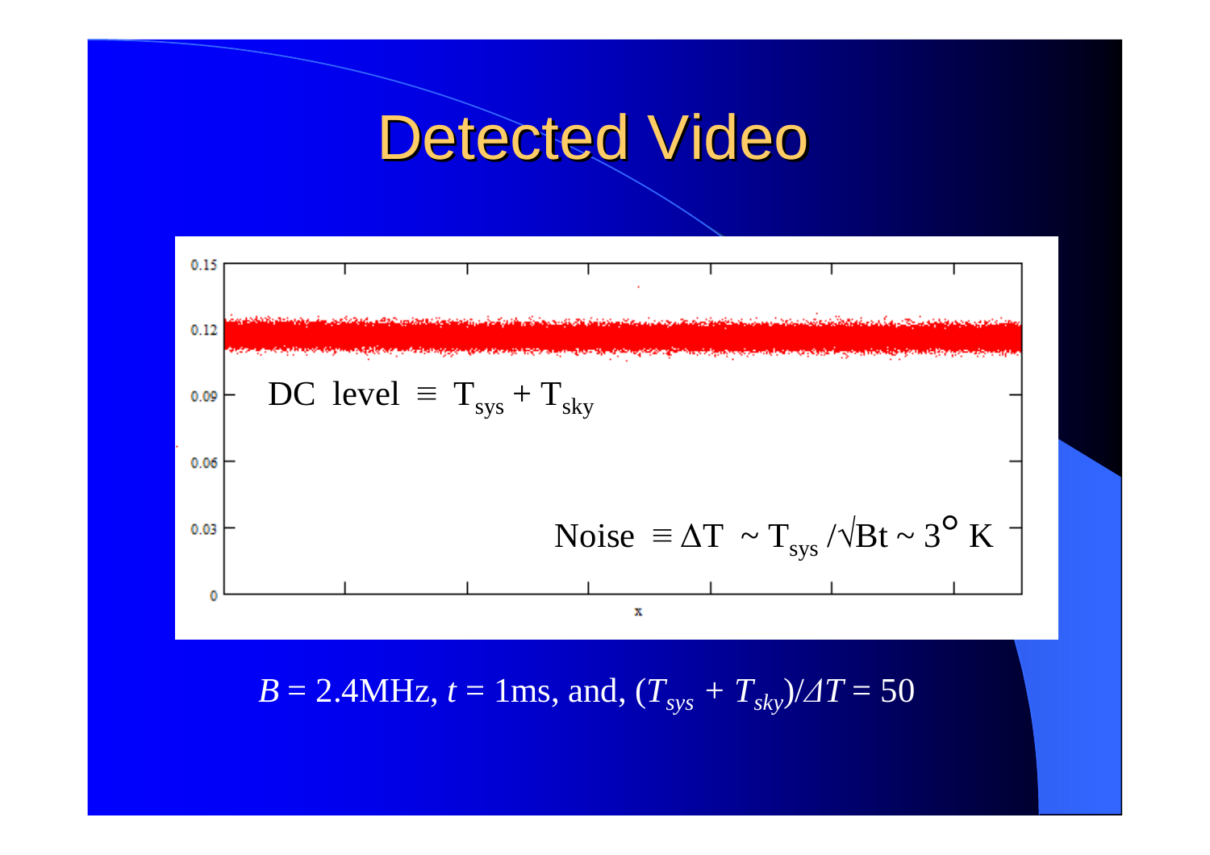# Detected Video

DC level $\equiv T_{sys} + T_{sky}$

Noise $\equiv \Delta T \sim T_{sys}/\sqrt{Bt} \sim 3^{\circ}$ K

$B = 2.4$MHz, $t = 1$ms, and, $(T_{sys} + T_{sky})/\Delta T = 50$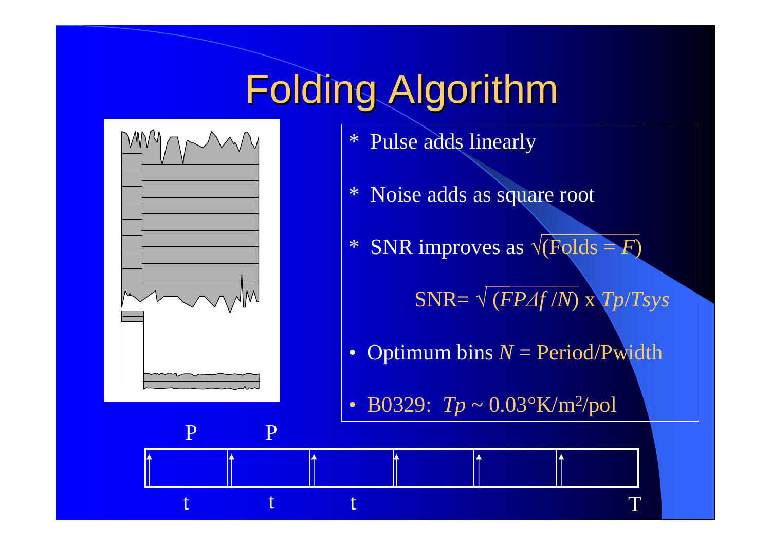# Folding Algorithm

- * Pulse adds linearly
- * Noise adds as square root
- * SNR improves as $\sqrt{(\text{Folds} = F)}$

$$\text{SNR}= \sqrt{(FP\Delta f/N)} \times Tp/Tsys$$

- Optimum bins $N$ = Period/Pwidth
- B0329: $Tp \sim 0.03°\text{K/m}^2\text{/pol}$

P P

t t t T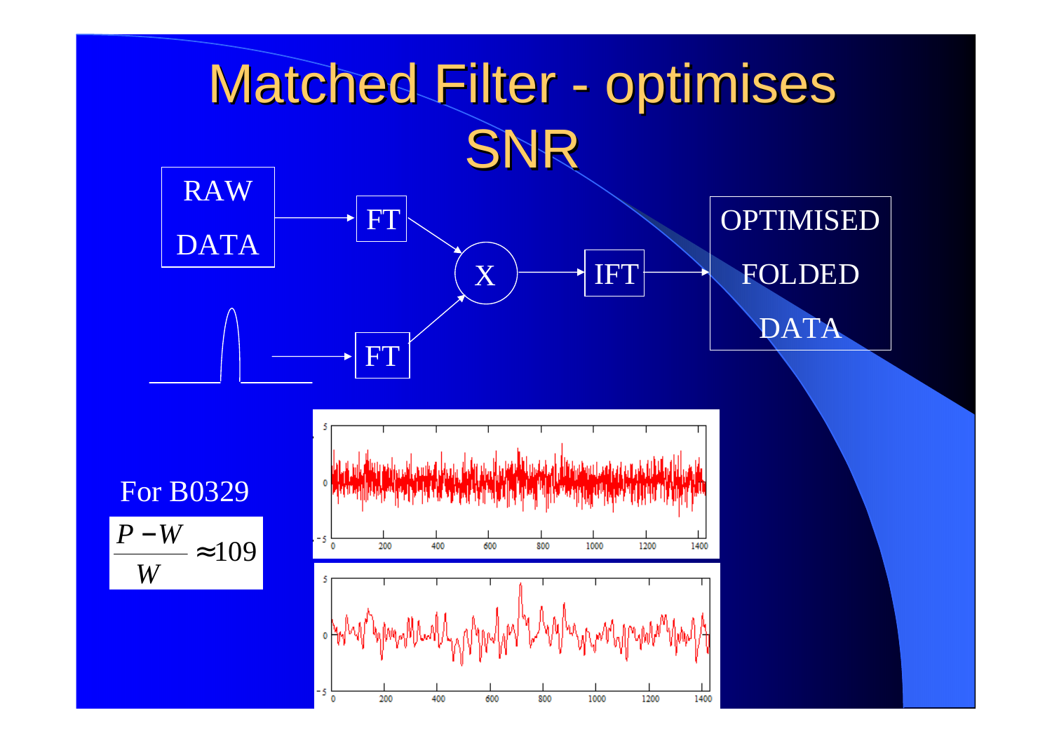# Matched Filter - optimises SNR

RAW DATA → FT → X → IFT → OPTIMISED FOLDED DATA

(pulse template) → FT → X

For B0329

$$\frac{P - W}{W} \approx 109$$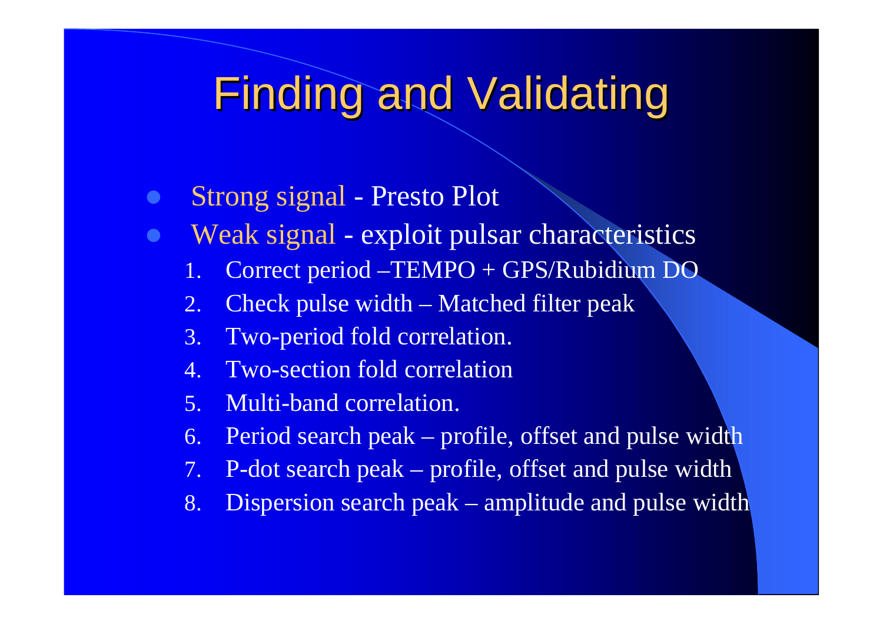# Finding and Validating

- Strong signal - Presto Plot
- Weak signal - exploit pulsar characteristics
  1. Correct period –TEMPO + GPS/Rubidium DO
  2. Check pulse width – Matched filter peak
  3. Two-period fold correlation.
  4. Two-section fold correlation
  5. Multi-band correlation.
  6. Period search peak – profile, offset and pulse width
  7. P-dot search peak – profile, offset and pulse width
  8. Dispersion search peak – amplitude and pulse width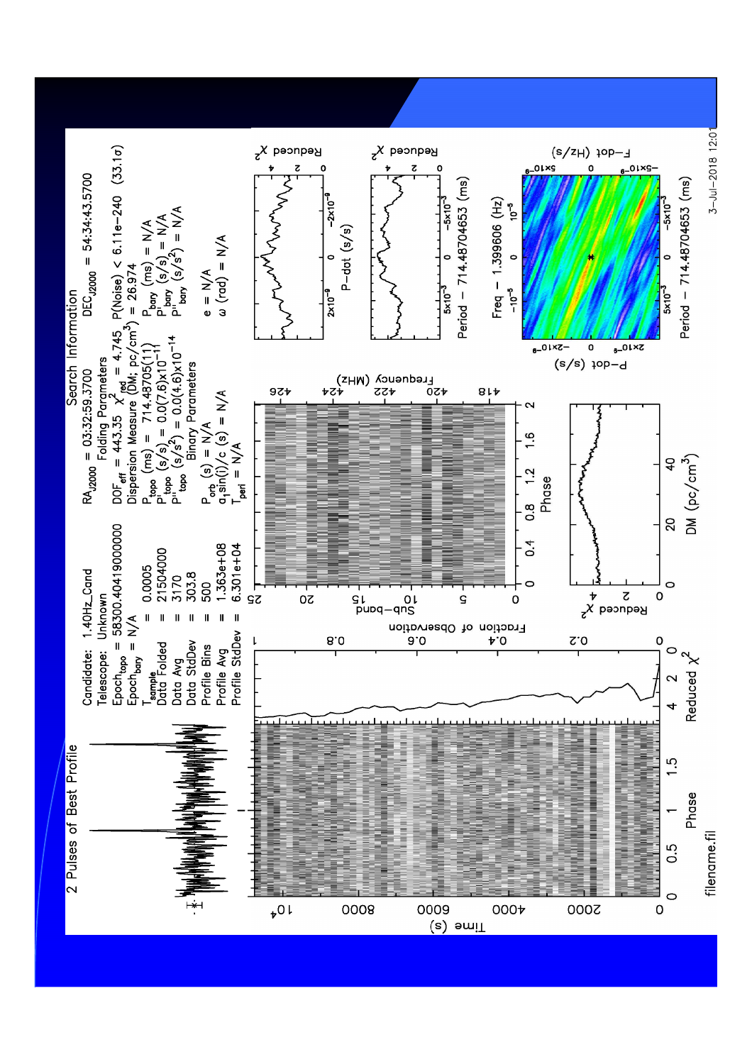2 Pulses of Best Profile

Candidate: 1.40Hz_Cand
Telescope: Unknown
$Epoch_{topo}$ = 58300.40419000000
$Epoch_{bary}$ = N/A
$T_{sample}$ = 0.0005
Data Folded = 21504000
Data Avg = 3170
Data StdDev = 303.8
Profile Bins = 500
Profile Avg = 1.363e+08
Profile StdDev = 6.301e+04

Search Information
$RA_{J2000}$ = 03:32:59.3700 $DEC_{J2000}$ = 54:34:43.5700

Folding Parameters
$DOF_{eff}$ = 443.35 $\chi^2_{red}$ = 4.745 P(Noise) < 6.11e−240 (33.1σ)
Dispersion Measure (DM; pc/cm$^3$) = 26.974
$P_{topo}$ (ms) = 714.48705(11) $P_{bary}$ (ms) = N/A
$P'_{topo}$ (s/s) = 0.0(7.6)x$10^{-11}$ $P'_{bary}$ (s/s) = N/A
$P''_{topo}$ (s/s$^2$) = 0.0(4.6)x$10^{-14}$ $P''_{bary}$ (s/s$^2$) = N/A

Binary Parameters
$P_{orb}$ (s) = N/A e = N/A
$a_1 sin(i)/c$ (s) = N/A ω (rad) = N/A
$T_{peri}$ = N/A

filename.fil

3−Jul−2018 12:01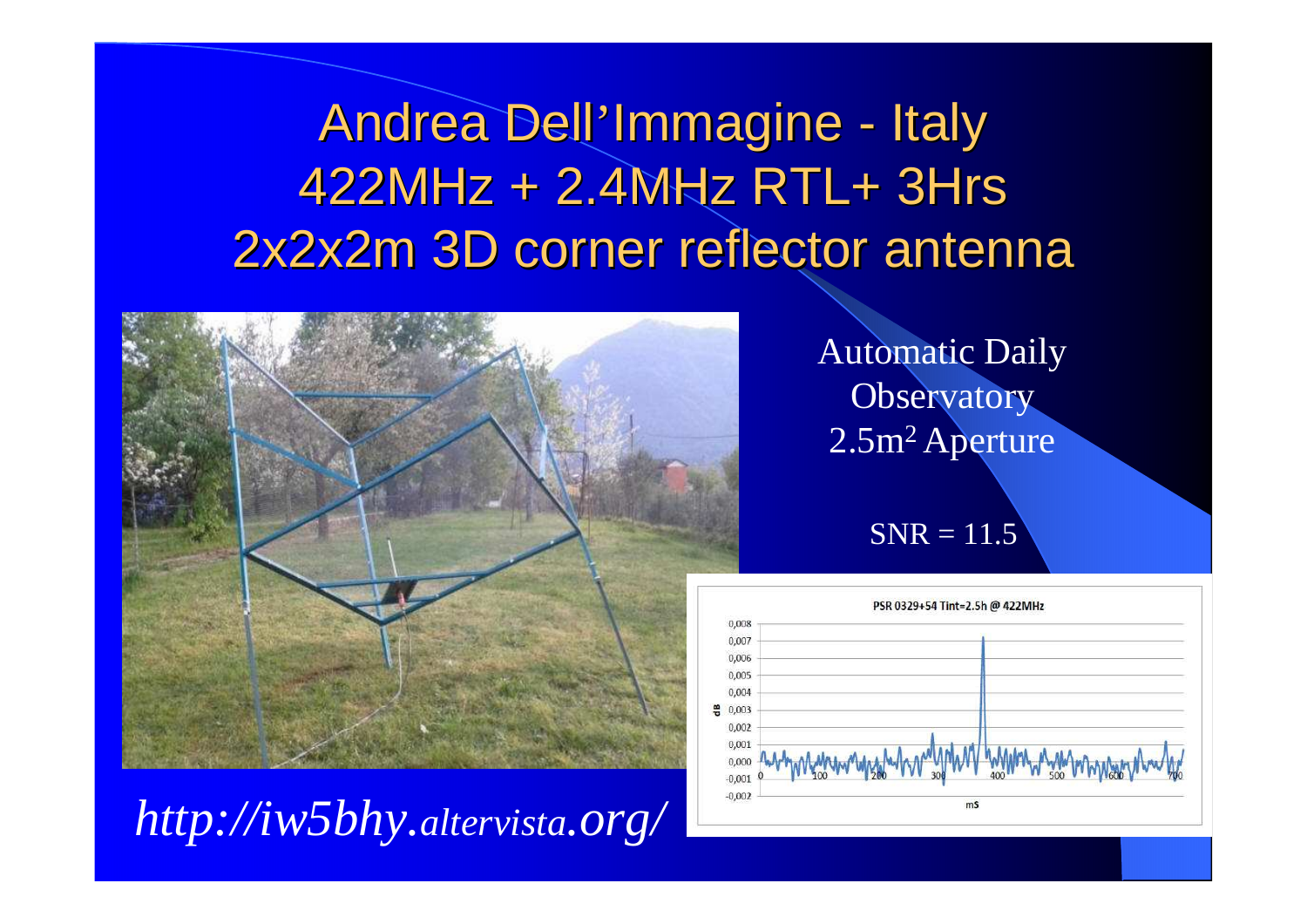# Andrea Dell'Immagine - Italy
# 422MHz + 2.4MHz RTL+ 3Hrs
# 2x2x2m 3D corner reflector antenna

Automatic Daily Observatory
2.5m[2] Aperture

SNR = 11.5

*http://iw5bhy.altervista.org/*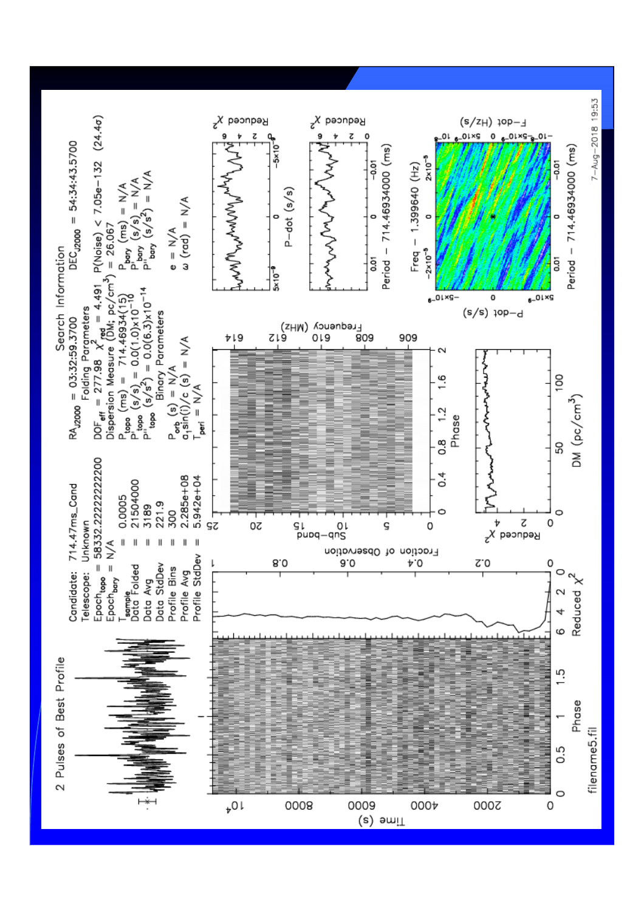2 Pulses of Best Profile

| | |
|---|---|
| Candidate: | 714.47ms_Cand |
| Telescope: | Unknown |
| $Epoch_{topo}$ | = 58332.22222222200 |
| $Epoch_{bary}$ | = N/A |
| $T_{sample}$ | = 0.0005 |
| Data Folded | = 21504000 |
| Data Avg | = 3189 |
| Data StdDev | = 221.9 |
| Profile Bins | = 300 |
| Profile Avg | = 2.285e+08 |
| Profile StdDev | = 5.942e+04 |

Search Information

$RA_{J2000}$ = 03:32:59.3700 $DEC_{J2000}$ = 54:34:43.5700

Folding Parameters

$DOF_{eff}$ = 277.98 $\chi^2_{red}$ = 4.491 P(Noise) < 7.05e−132 (24.4σ)

Dispersion Measure (DM; $pc/cm^3$) = 26.067

$P_{topo}$ (ms) = 714.46934(15) $P_{bary}$ (ms) = N/A

$P'_{topo}$ (s/s) = 0.0(1.0)×$10^{-10}$ $P'_{bary}$ (s/s) = N/A

$P''_{topo}$ (s/$s^2$) = 0.0(6.3)×$10^{-14}$ $P''_{bary}$ (s/$s^2$) = N/A

Binary Parameters

$P_{orb}$ (s) = N/A e = N/A

$a_1 sin(i)/c$ (s) = N/A ω (rad) = N/A

$T_{peri}$ = N/A

Axis labels: Time (s); Phase; Reduced $\chi^2$; Fraction of Observation; Sub-band; Frequency (MHz); DM ($pc/cm^3$); P-dot (s/s); Period − 714.46934000 (ms); Freq − 1.399640 (Hz); F-dot (Hz/s)

filename5.fil

7-Aug-2018 19:53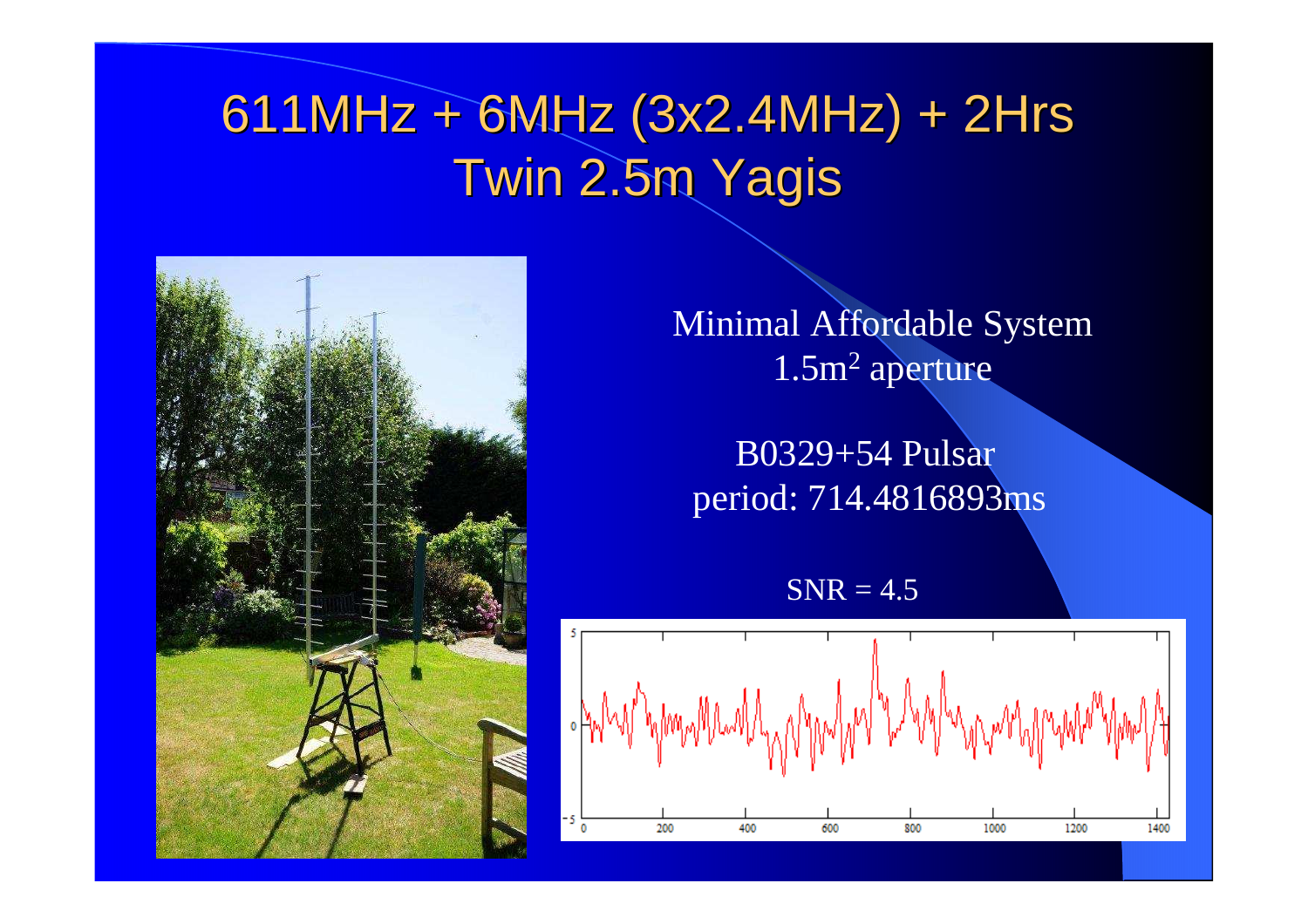# 611MHz + 6MHz (3x2.4MHz) + 2Hrs
# Twin 2.5m Yagis

Minimal Affordable System
$1.5m^2$ aperture

B0329+54 Pulsar
period: 714.4816893ms

SNR = 4.5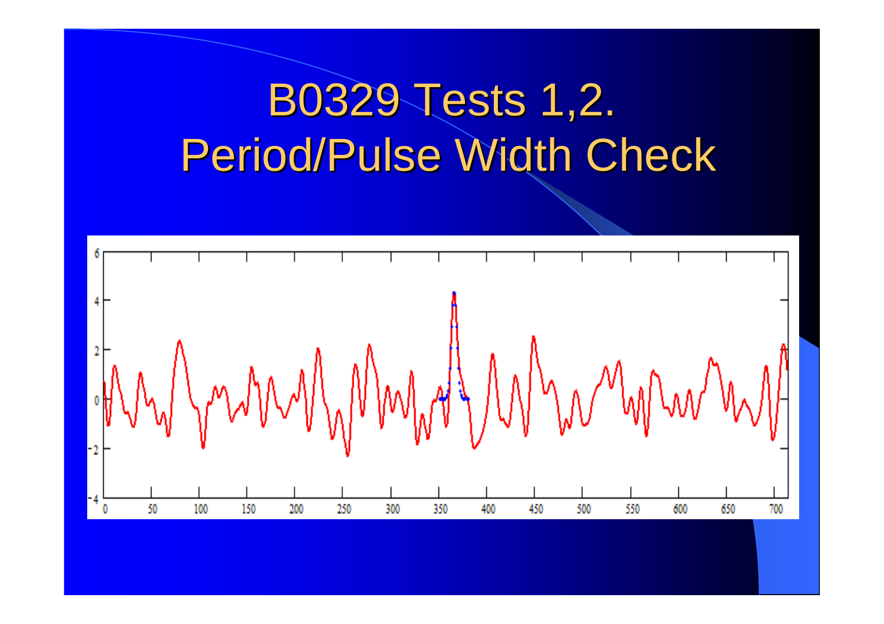# B0329 Tests 1,2. Period/Pulse Width Check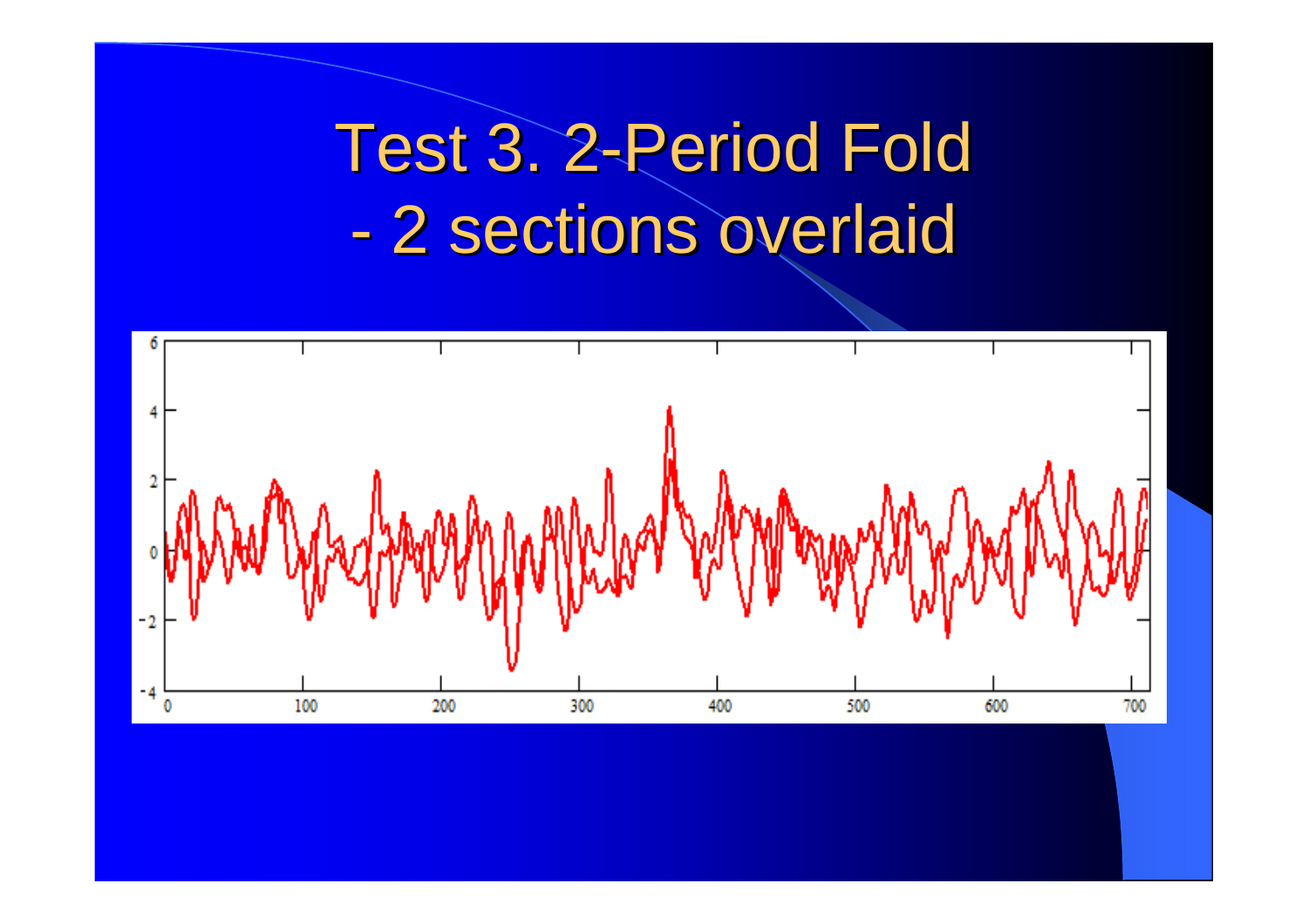# Test 3. 2-Period Fold - 2 sections overlaid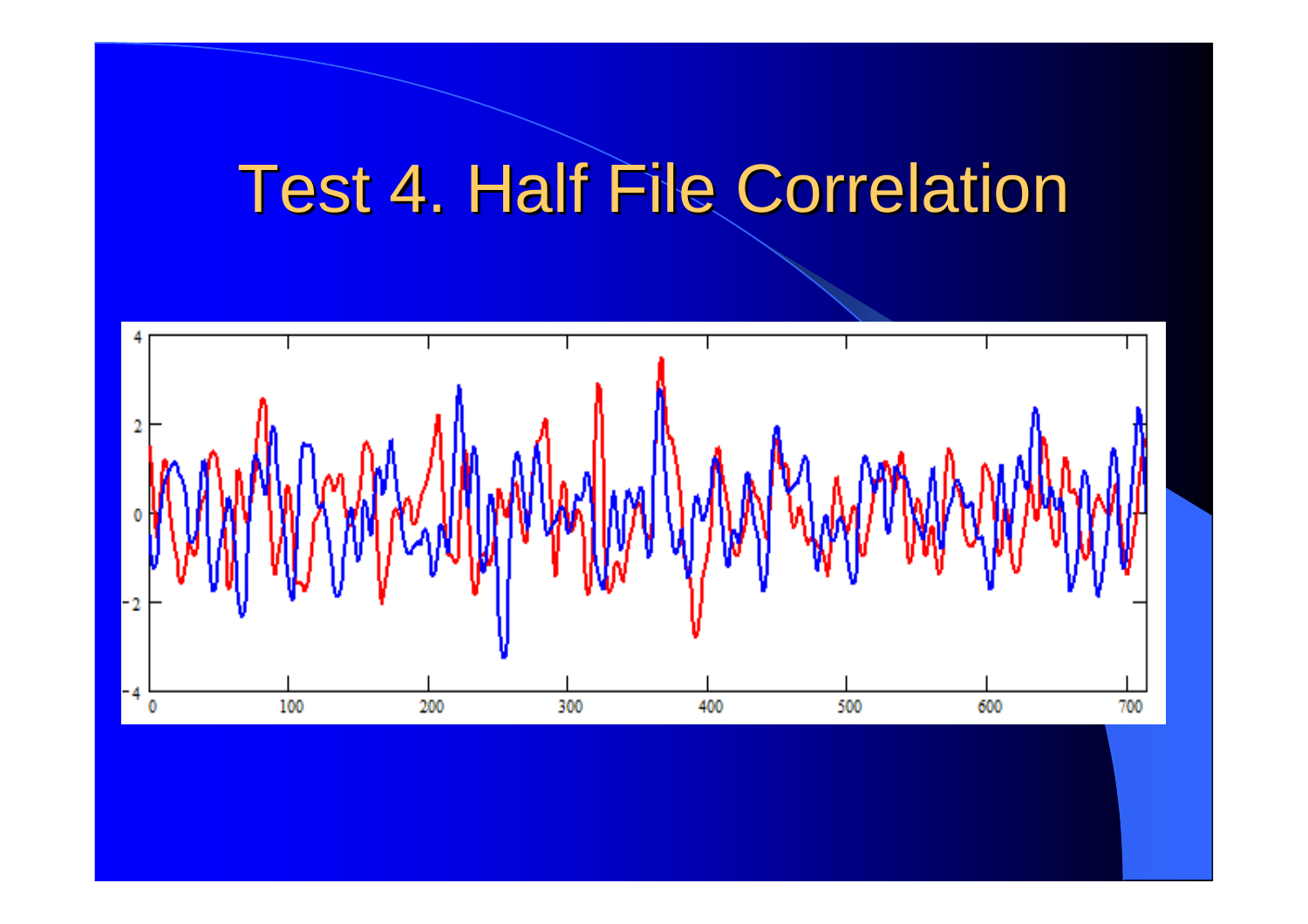# Test 4. Half File Correlation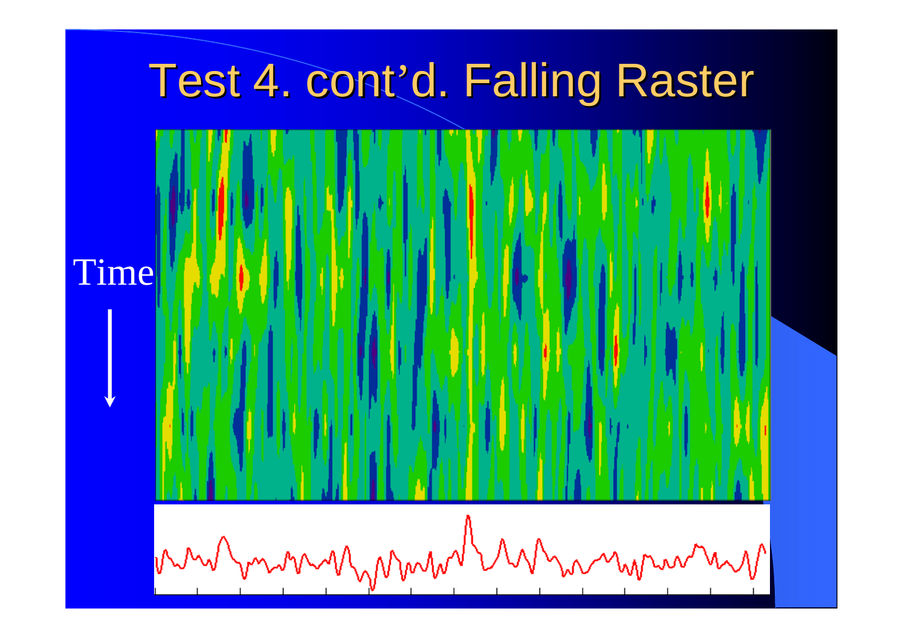# Test 4. cont'd. Falling Raster

Time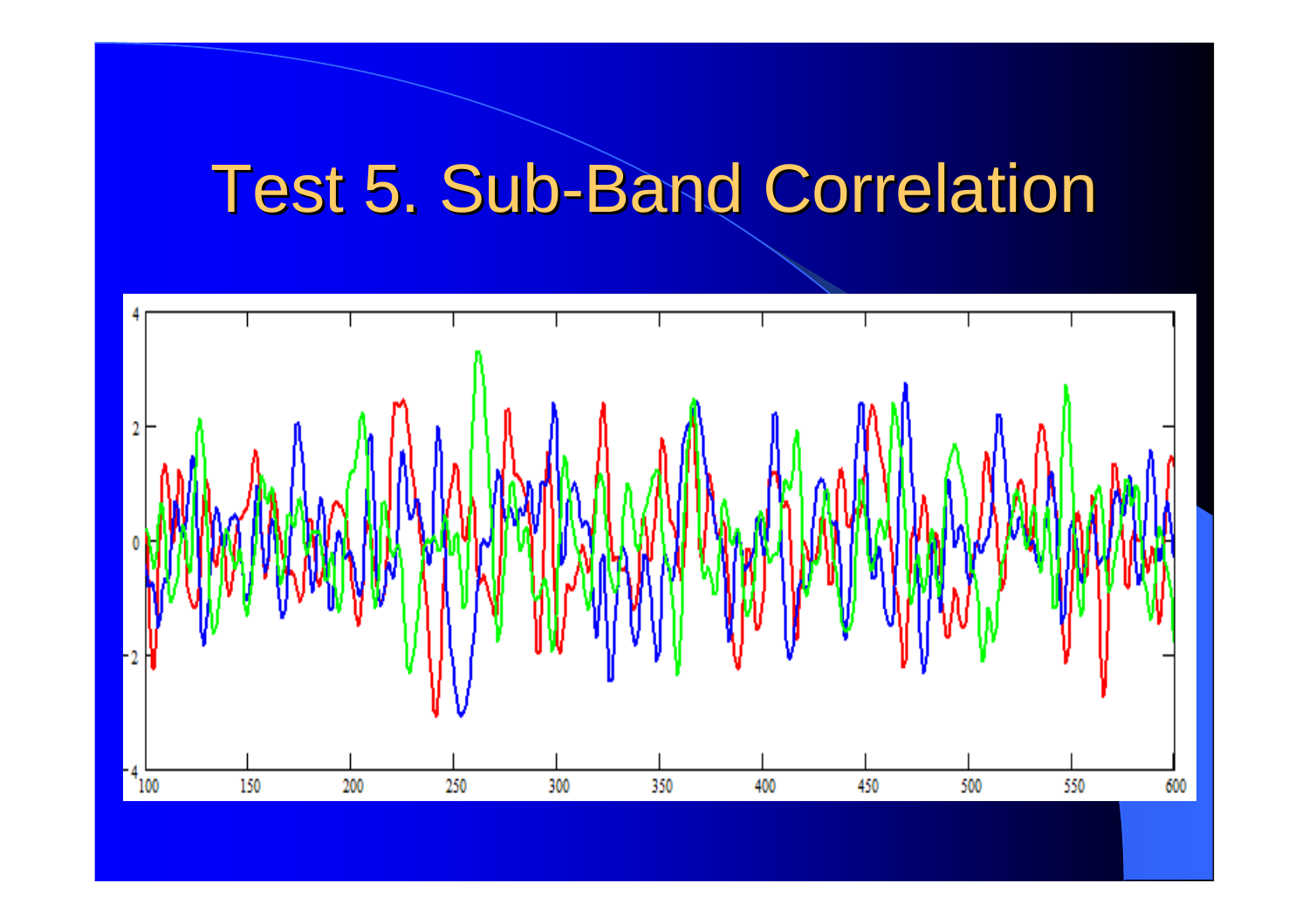# Test 5. Sub-Band Correlation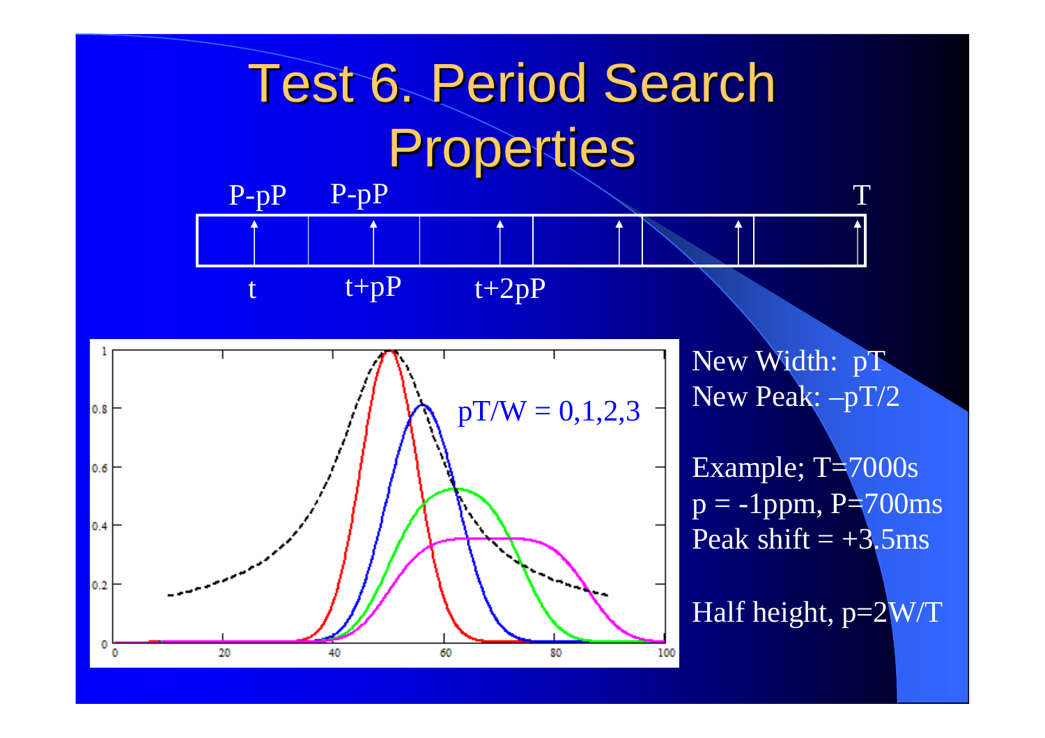# Test 6. Period Search Properties

P-pP    P-pP    T

t    t+pP    t+2pP

pT/W = 0,1,2,3

New Width: pT
New Peak: $-pT/2$

Example; T=7000s
p = -1ppm, P=700ms
Peak shift = +3.5ms

Half height, p=2W/T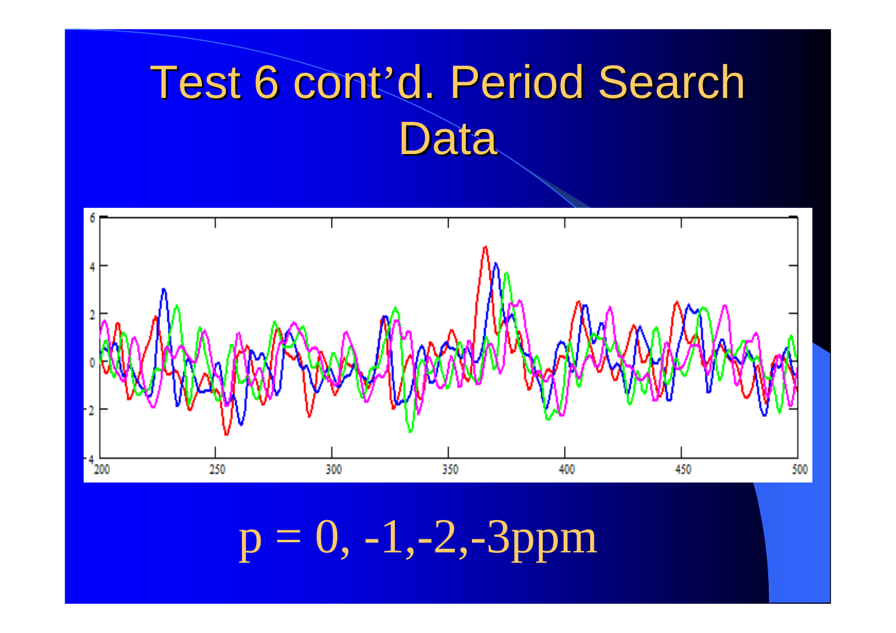# Test 6 cont'd. Period Search Data

p = 0, -1,-2,-3ppm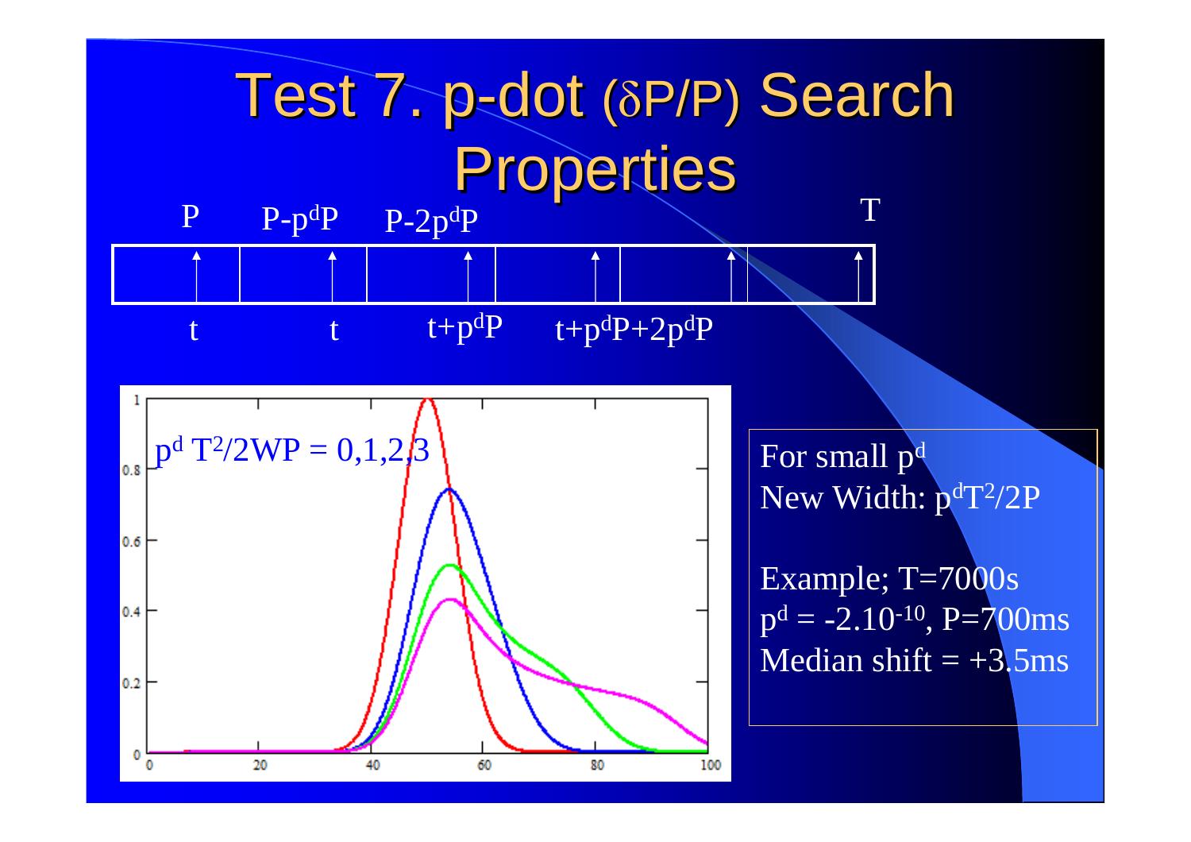# Test 7. p-dot (δP/P) Search Properties

$P$ &nbsp;&nbsp; $P-p^dP$ &nbsp;&nbsp; $P-2p^dP$ &nbsp;&nbsp; $T$

$t$ &nbsp;&nbsp; $t$ &nbsp;&nbsp; $t+p^dP$ &nbsp;&nbsp; $t+p^dP+2p^dP$

$p^d T^2/2WP = 0,1,2,3$

For small $p^d$
New Width: $p^dT^2/2P$

Example; $T=7000\text{s}$
$p^d = -2.10^{-10}$, $P=700\text{ms}$
Median shift = +3.5ms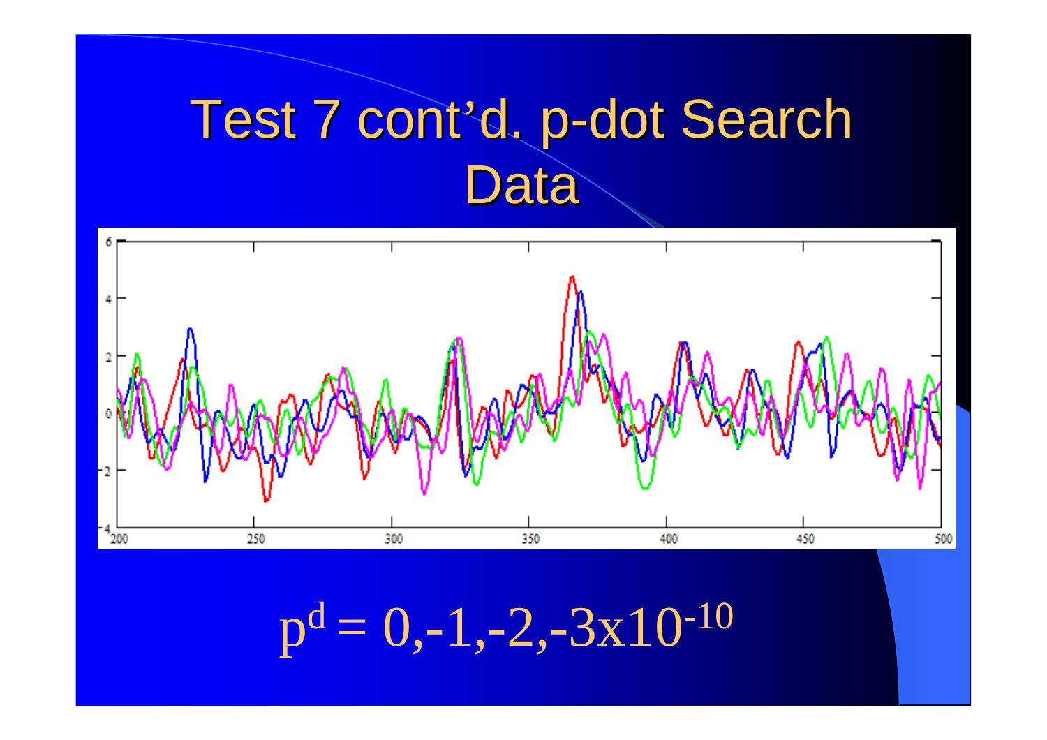# Test 7 cont'd. p-dot Search Data

$$p^d = 0,-1,-2,-3\text{x}10^{-10}$$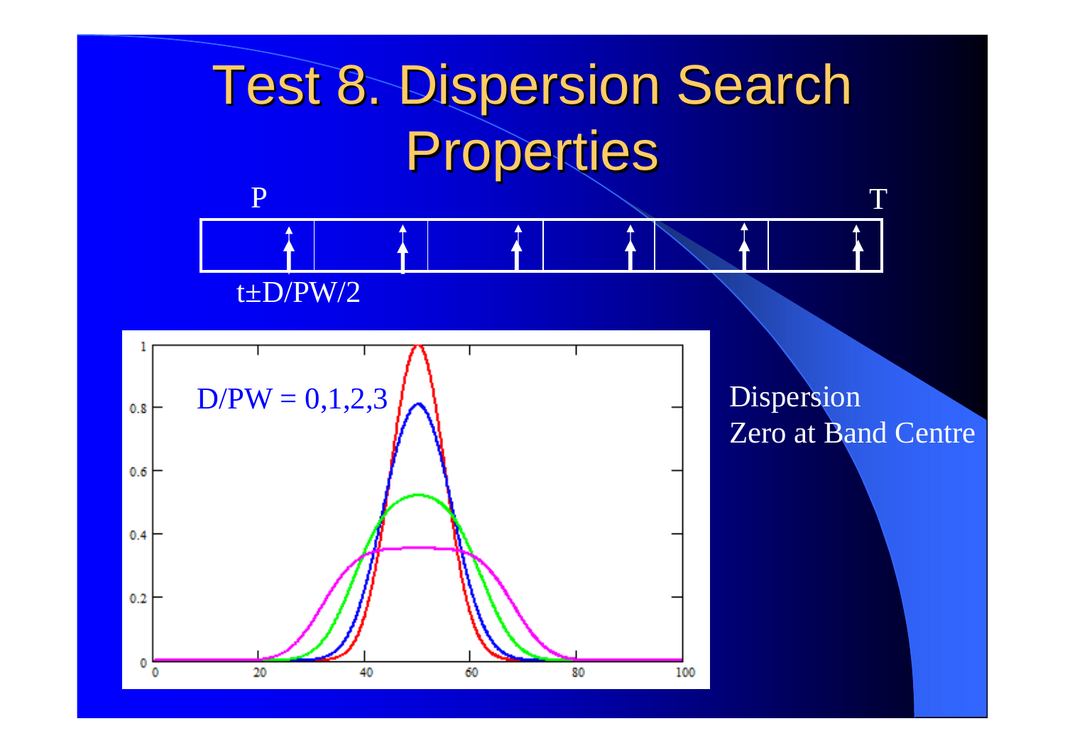# Test 8. Dispersion Search Properties

P

T

t±D/PW/2

D/PW = 0,1,2,3

Dispersion
Zero at Band Centre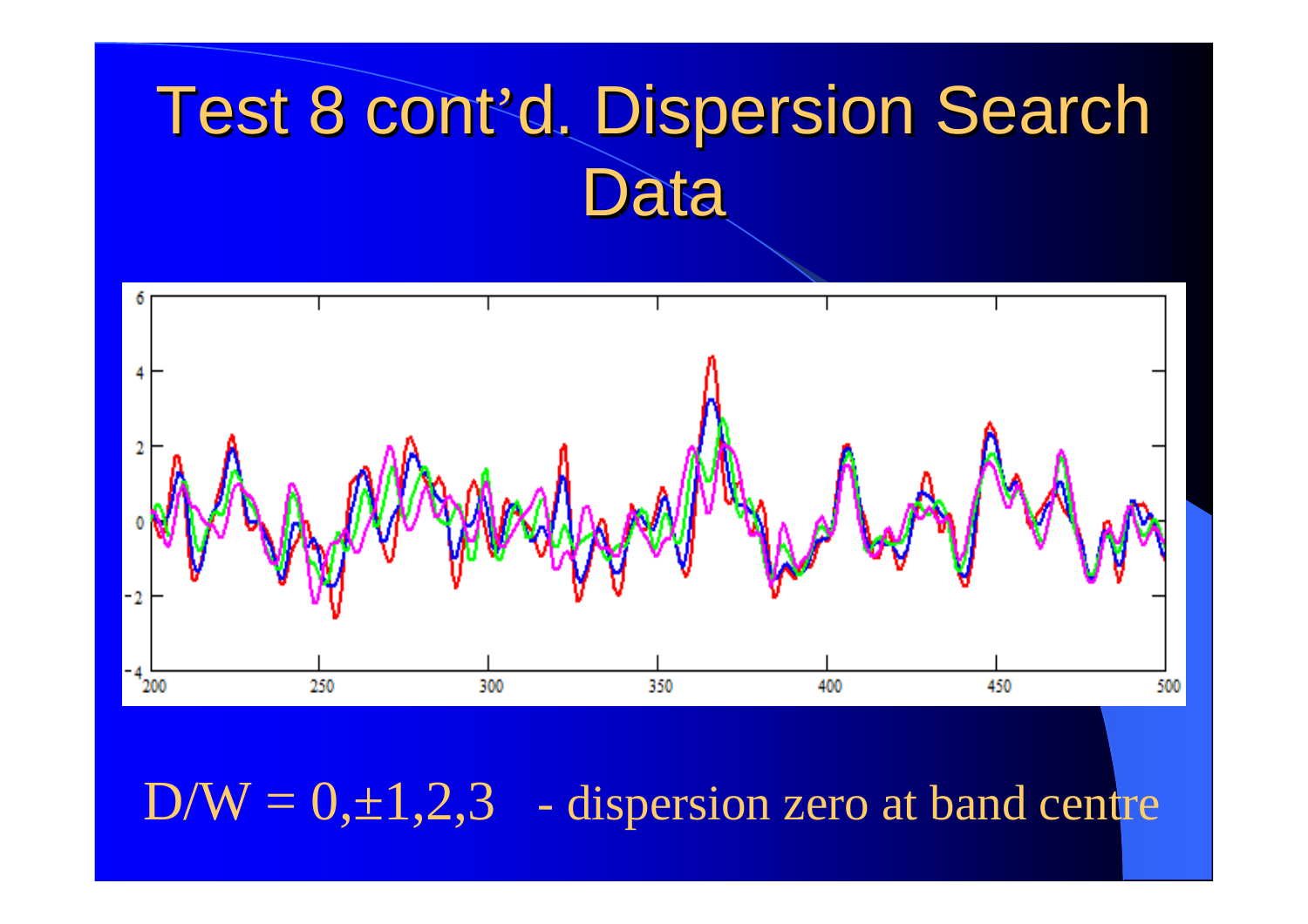# Test 8 cont'd. Dispersion Search Data

D/W = 0,±1,2,3 - dispersion zero at band centre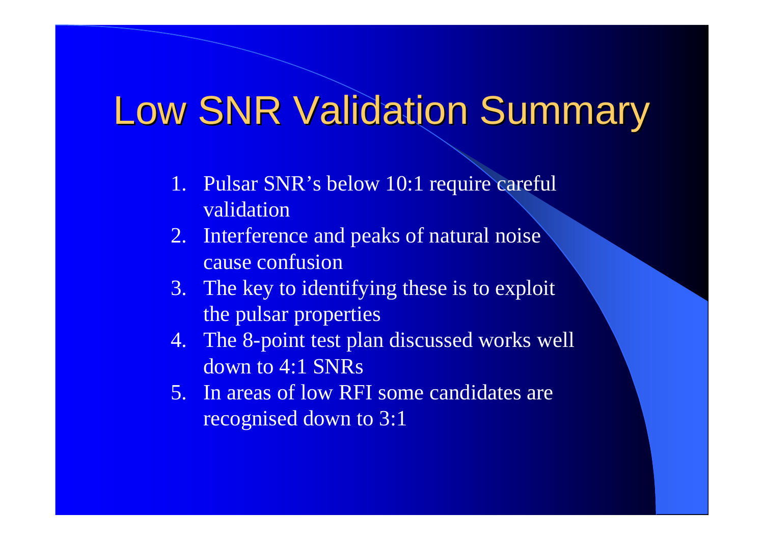# Low SNR Validation Summary

1. Pulsar SNR's below 10:1 require careful validation
2. Interference and peaks of natural noise cause confusion
3. The key to identifying these is to exploit the pulsar properties
4. The 8-point test plan discussed works well down to 4:1 SNRs
5. In areas of low RFI some candidates are recognised down to 3:1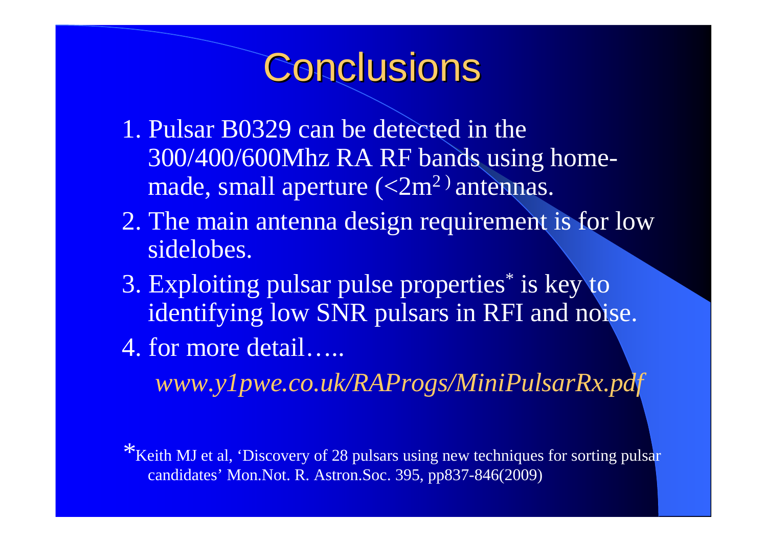# Conclusions

1. Pulsar B0329 can be detected in the 300/400/600Mhz RA RF bands using home-made, small aperture ($<2m^2$) antennas.
2. The main antenna design requirement is for low sidelobes.
3. Exploiting pulsar pulse properties* is key to identifying low SNR pulsars in RFI and noise.
4. for more detail…..

   *www.y1pwe.co.uk/RAProgs/MiniPulsarRx.pdf*

*Keith MJ et al, 'Discovery of 28 pulsars using new techniques for sorting pulsar candidates' Mon.Not. R. Astron.Soc. 395, pp837-846(2009)